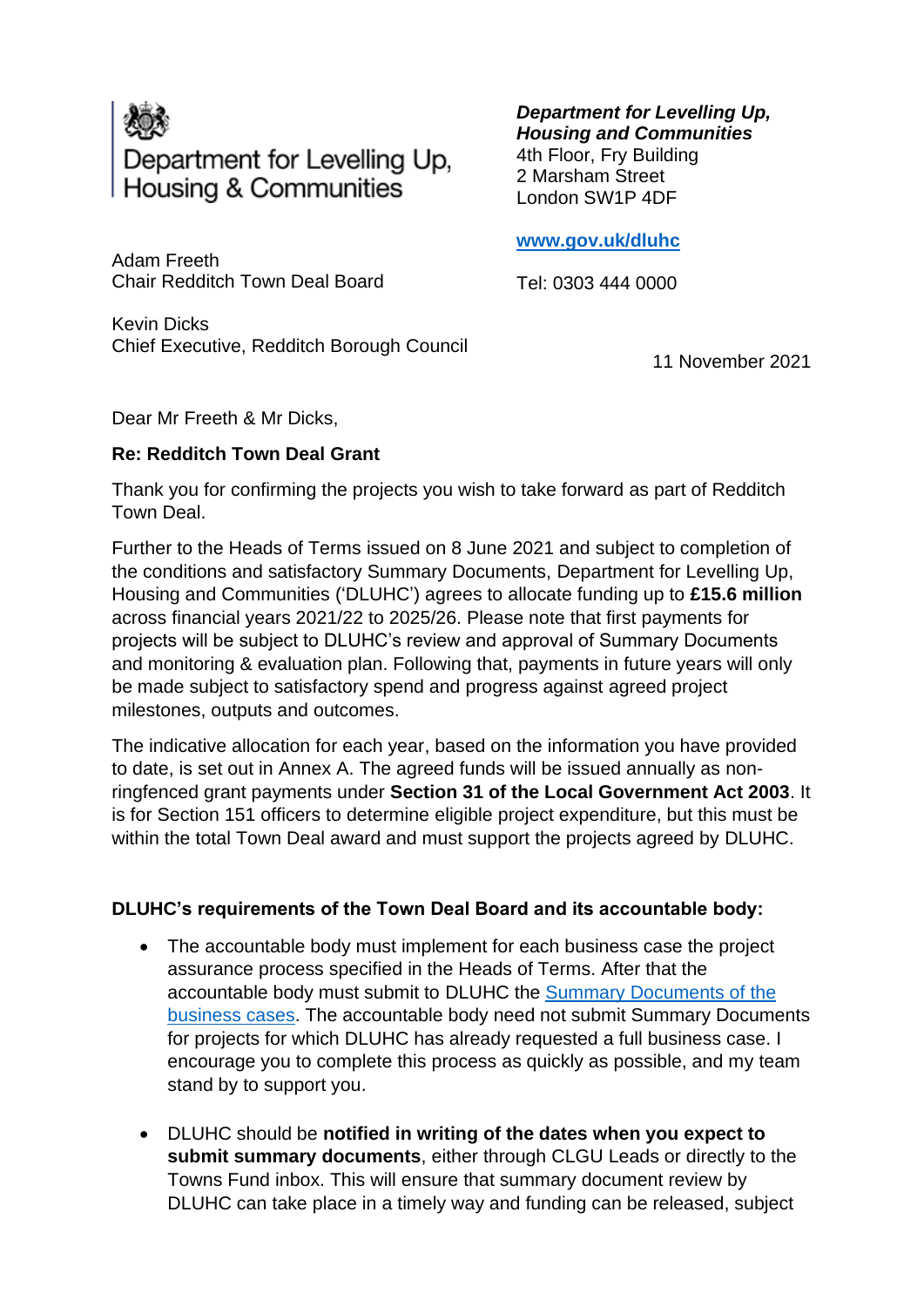Department for Levelling Up, Housing & Communities

***Department for Levelling Up, Housing and Communities***
4th Floor, Fry Building
2 Marsham Street
London SW1P 4DF

**www.gov.uk/dluhc**

Tel: 0303 444 0000

Adam Freeth
Chair Redditch Town Deal Board

Kevin Dicks
Chief Executive, Redditch Borough Council

11 November 2021

Dear Mr Freeth & Mr Dicks,

**Re: Redditch Town Deal Grant**

Thank you for confirming the projects you wish to take forward as part of Redditch Town Deal.

Further to the Heads of Terms issued on 8 June 2021 and subject to completion of the conditions and satisfactory Summary Documents, Department for Levelling Up, Housing and Communities ('DLUHC') agrees to allocate funding up to **£15.6 million** across financial years 2021/22 to 2025/26. Please note that first payments for projects will be subject to DLUHC's review and approval of Summary Documents and monitoring & evaluation plan. Following that, payments in future years will only be made subject to satisfactory spend and progress against agreed project milestones, outputs and outcomes.

The indicative allocation for each year, based on the information you have provided to date, is set out in Annex A. The agreed funds will be issued annually as non-ringfenced grant payments under **Section 31 of the Local Government Act 2003**. It is for Section 151 officers to determine eligible project expenditure, but this must be within the total Town Deal award and must support the projects agreed by DLUHC.

**DLUHC's requirements of the Town Deal Board and its accountable body:**

- The accountable body must implement for each business case the project assurance process specified in the Heads of Terms. After that the accountable body must submit to DLUHC the Summary Documents of the business cases. The accountable body need not submit Summary Documents for projects for which DLUHC has already requested a full business case. I encourage you to complete this process as quickly as possible, and my team stand by to support you.

- DLUHC should be **notified in writing of the dates when you expect to submit summary documents**, either through CLGU Leads or directly to the Towns Fund inbox. This will ensure that summary document review by DLUHC can take place in a timely way and funding can be released, subject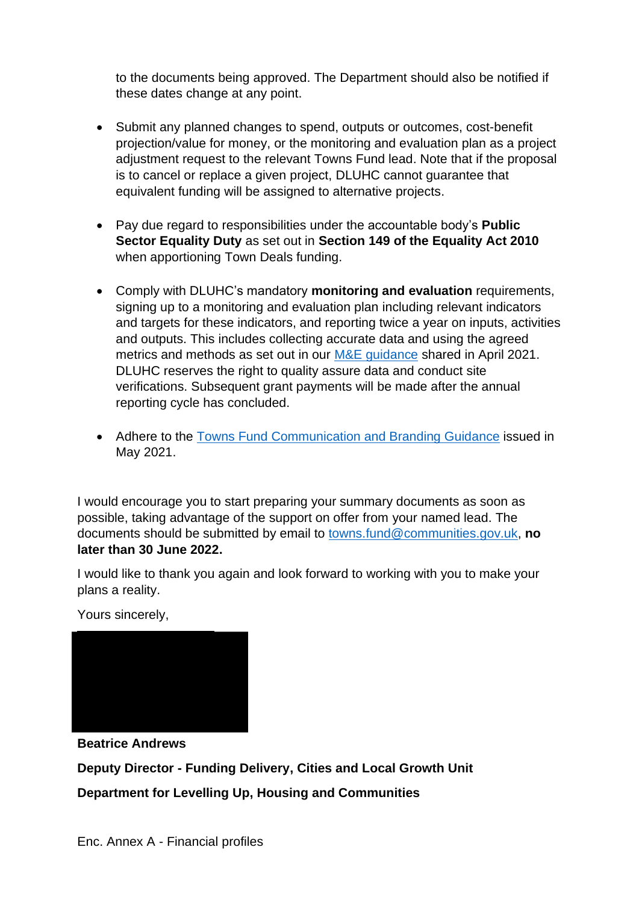to the documents being approved. The Department should also be notified if these dates change at any point.

- Submit any planned changes to spend, outputs or outcomes, cost-benefit projection/value for money, or the monitoring and evaluation plan as a project adjustment request to the relevant Towns Fund lead. Note that if the proposal is to cancel or replace a given project, DLUHC cannot guarantee that equivalent funding will be assigned to alternative projects.

- Pay due regard to responsibilities under the accountable body's **Public Sector Equality Duty** as set out in **Section 149 of the Equality Act 2010** when apportioning Town Deals funding.

- Comply with DLUHC's mandatory **monitoring and evaluation** requirements, signing up to a monitoring and evaluation plan including relevant indicators and targets for these indicators, and reporting twice a year on inputs, activities and outputs. This includes collecting accurate data and using the agreed metrics and methods as set out in our M&E guidance shared in April 2021. DLUHC reserves the right to quality assure data and conduct site verifications. Subsequent grant payments will be made after the annual reporting cycle has concluded.

- Adhere to the Towns Fund Communication and Branding Guidance issued in May 2021.

I would encourage you to start preparing your summary documents as soon as possible, taking advantage of the support on offer from your named lead. The documents should be submitted by email to towns.fund@communities.gov.uk, **no later than 30 June 2022.**

I would like to thank you again and look forward to working with you to make your plans a reality.

Yours sincerely,

**Beatrice Andrews**

**Deputy Director - Funding Delivery, Cities and Local Growth Unit**

**Department for Levelling Up, Housing and Communities**

Enc. Annex A - Financial profiles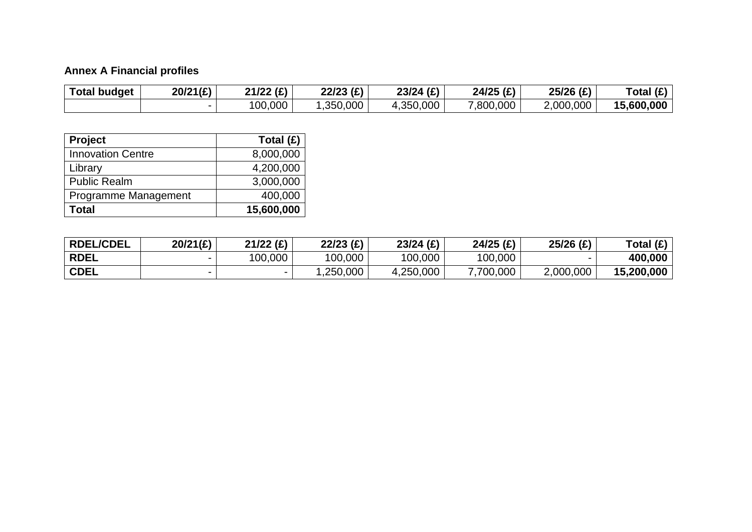**Annex A Financial profiles**

| Total budget | 20/21(£) | 21/22 (£) | 22/23 (£) | 23/24 (£) | 24/25 (£) | 25/26 (£) | Total (£) |
|---|---|---|---|---|---|---|---|
| | - | 100,000 | 1,350,000 | 4,350,000 | 7,800,000 | 2,000,000 | **15,600,000** |

| Project | Total (£) |
|---|---|
| Innovation Centre | 8,000,000 |
| Library | 4,200,000 |
| Public Realm | 3,000,000 |
| Programme Management | 400,000 |
| **Total** | **15,600,000** |

| RDEL/CDEL | 20/21(£) | 21/22 (£) | 22/23 (£) | 23/24 (£) | 24/25 (£) | 25/26 (£) | Total (£) |
|---|---|---|---|---|---|---|---|
| **RDEL** | - | 100,000 | 100,000 | 100,000 | 100,000 | - | **400,000** |
| **CDEL** | - | - | 1,250,000 | 4,250,000 | 7,700,000 | 2,000,000 | **15,200,000** |